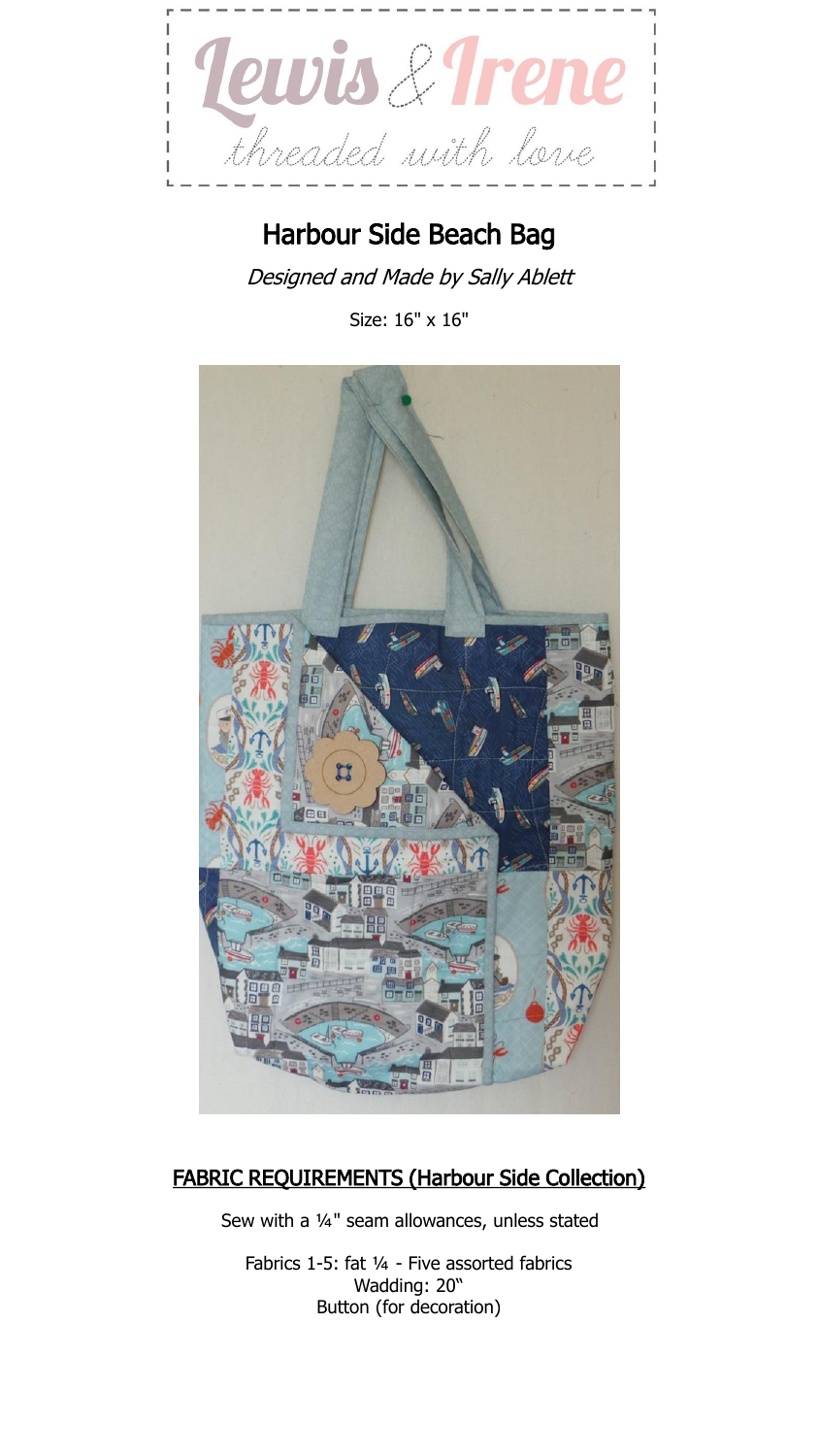Lewis & Irene

*threaded with love*

# Harbour Side Beach Bag

*Designed and Made by Sally Ablett*

Size: 16" x 16"

## FABRIC REQUIREMENTS (Harbour Side Collection)

Sew with a ¼" seam allowances, unless stated

Fabrics 1-5: fat ¼ - Five assorted fabrics
Wadding: 20"
Button (for decoration)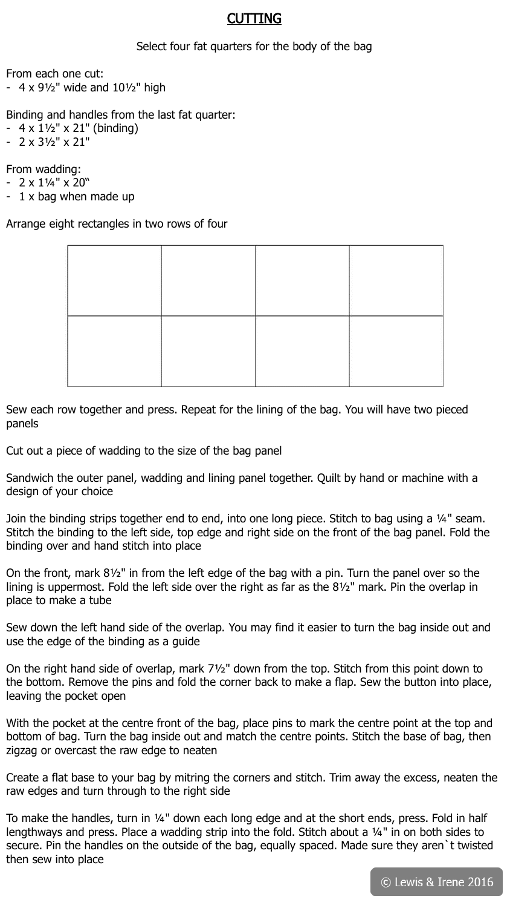# CUTTING

Select four fat quarters for the body of the bag

From each one cut:
- 4 x 9½" wide and 10½" high

Binding and handles from the last fat quarter:
- 4 x 1½" x 21" (binding)
- 2 x 3½" x 21"

From wadding:
- 2 x 1¼" x 20"
- 1 x bag when made up

Arrange eight rectangles in two rows of four

Sew each row together and press. Repeat for the lining of the bag. You will have two pieced panels

Cut out a piece of wadding to the size of the bag panel

Sandwich the outer panel, wadding and lining panel together. Quilt by hand or machine with a design of your choice

Join the binding strips together end to end, into one long piece. Stitch to bag using a ¼" seam. Stitch the binding to the left side, top edge and right side on the front of the bag panel. Fold the binding over and hand stitch into place

On the front, mark 8½" in from the left edge of the bag with a pin. Turn the panel over so the lining is uppermost. Fold the left side over the right as far as the 8½" mark. Pin the overlap in place to make a tube

Sew down the left hand side of the overlap. You may find it easier to turn the bag inside out and use the edge of the binding as a guide

On the right hand side of overlap, mark 7½" down from the top. Stitch from this point down to the bottom. Remove the pins and fold the corner back to make a flap. Sew the button into place, leaving the pocket open

With the pocket at the centre front of the bag, place pins to mark the centre point at the top and bottom of bag. Turn the bag inside out and match the centre points. Stitch the base of bag, then zigzag or overcast the raw edge to neaten

Create a flat base to your bag by mitring the corners and stitch. Trim away the excess, neaten the raw edges and turn through to the right side

To make the handles, turn in ¼" down each long edge and at the short ends, press. Fold in half lengthways and press. Place a wadding strip into the fold. Stitch about a ¼" in on both sides to secure. Pin the handles on the outside of the bag, equally spaced. Made sure they aren`t twisted then sew into place